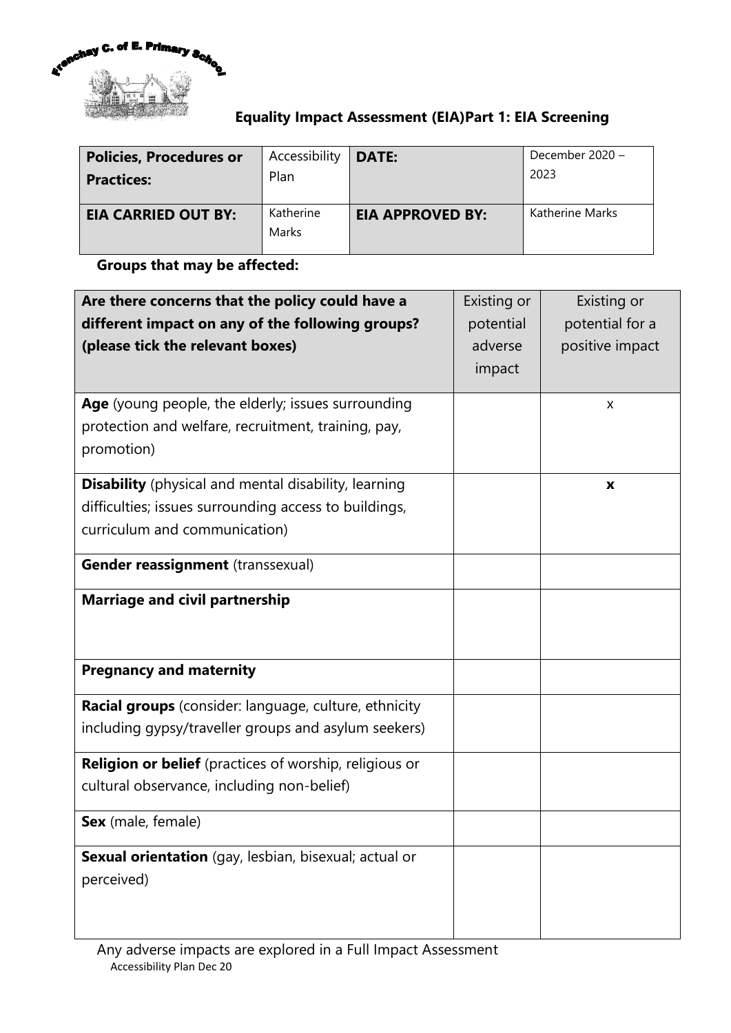Frenchay C. of E. Primary School

# Equality Impact Assessment (EIA)Part 1: EIA Screening

| **Policies, Procedures or Practices:** | Accessibility Plan | **DATE:** | December 2020 – 2023 |
|---|---|---|---|
| **EIA CARRIED OUT BY:** | Katherine Marks | **EIA APPROVED BY:** | Katherine Marks |

**Groups that may be affected:**

| **Are there concerns that the policy could have a different impact on any of the following groups? (please tick the relevant boxes)** | Existing or potential adverse impact | Existing or potential for a positive impact |
|---|---|---|
| **Age** (young people, the elderly; issues surrounding protection and welfare, recruitment, training, pay, promotion) | | x |
| **Disability** (physical and mental disability, learning difficulties; issues surrounding access to buildings, curriculum and communication) | | **x** |
| **Gender reassignment** (transsexual) | | |
| **Marriage and civil partnership** | | |
| **Pregnancy and maternity** | | |
| **Racial groups** (consider: language, culture, ethnicity including gypsy/traveller groups and asylum seekers) | | |
| **Religion or belief** (practices of worship, religious or cultural observance, including non-belief) | | |
| **Sex** (male, female) | | |
| **Sexual orientation** (gay, lesbian, bisexual; actual or perceived) | | |

Any adverse impacts are explored in a Full Impact Assessment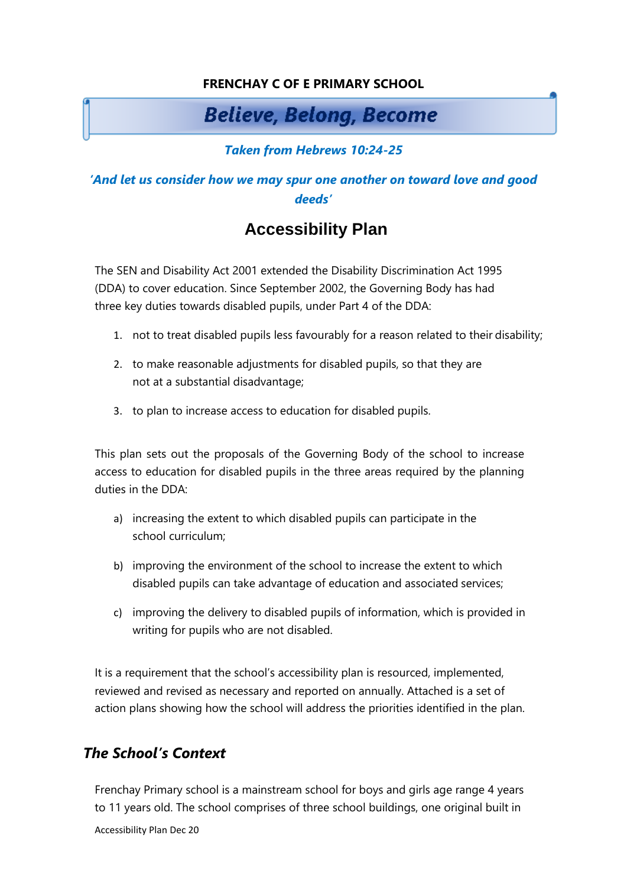**FRENCHAY C OF E PRIMARY SCHOOL**

***Believe, Belong, Become***

***Taken from Hebrews 10:24-25***

***'And let us consider how we may spur one another on toward love and good deeds'***

# Accessibility Plan

The SEN and Disability Act 2001 extended the Disability Discrimination Act 1995 (DDA) to cover education. Since September 2002, the Governing Body has had three key duties towards disabled pupils, under Part 4 of the DDA:

1. not to treat disabled pupils less favourably for a reason related to their disability;
2. to make reasonable adjustments for disabled pupils, so that they are not at a substantial disadvantage;
3. to plan to increase access to education for disabled pupils.

This plan sets out the proposals of the Governing Body of the school to increase access to education for disabled pupils in the three areas required by the planning duties in the DDA:

a) increasing the extent to which disabled pupils can participate in the school curriculum;

b) improving the environment of the school to increase the extent to which disabled pupils can take advantage of education and associated services;

c) improving the delivery to disabled pupils of information, which is provided in writing for pupils who are not disabled.

It is a requirement that the school's accessibility plan is resourced, implemented, reviewed and revised as necessary and reported on annually. Attached is a set of action plans showing how the school will address the priorities identified in the plan.

## *The School's Context*

Frenchay Primary school is a mainstream school for boys and girls age range 4 years to 11 years old. The school comprises of three school buildings, one original built in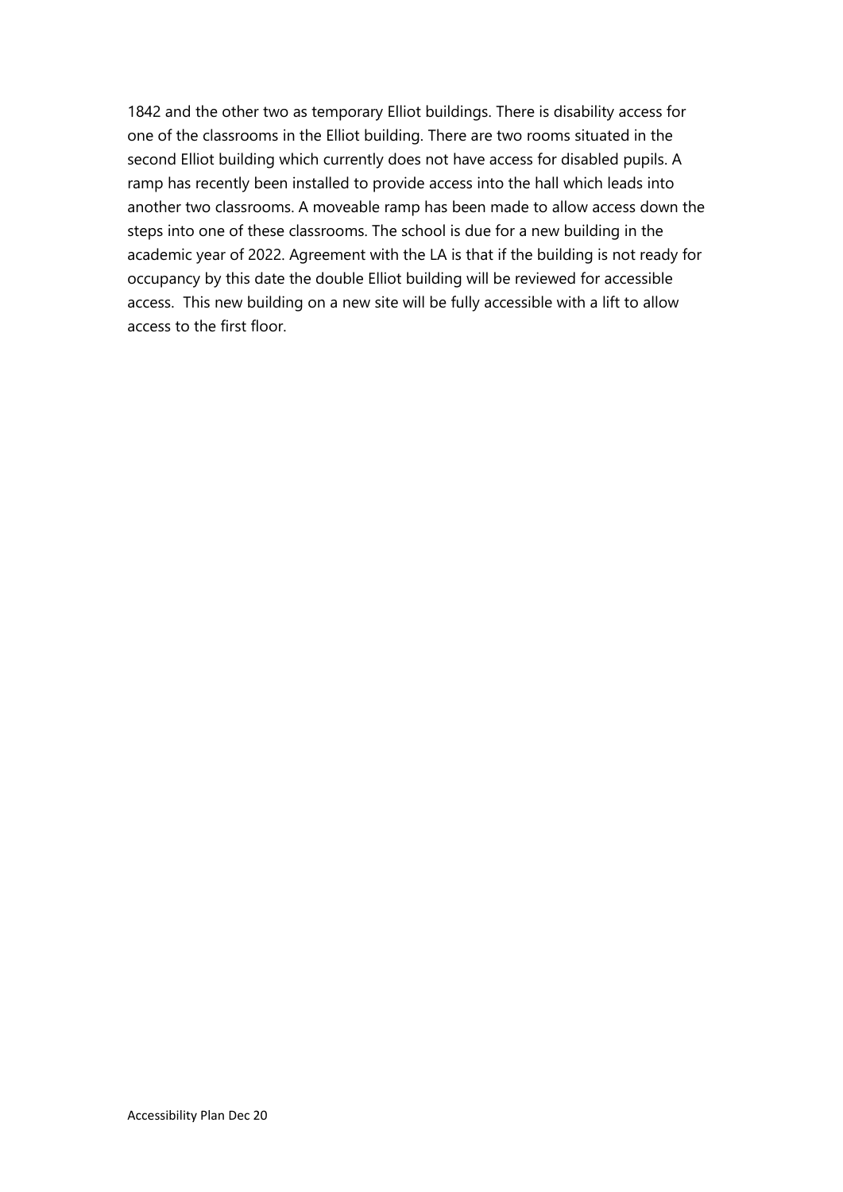1842 and the other two as temporary Elliot buildings. There is disability access for one of the classrooms in the Elliot building. There are two rooms situated in the second Elliot building which currently does not have access for disabled pupils. A ramp has recently been installed to provide access into the hall which leads into another two classrooms. A moveable ramp has been made to allow access down the steps into one of these classrooms. The school is due for a new building in the academic year of 2022. Agreement with the LA is that if the building is not ready for occupancy by this date the double Elliot building will be reviewed for accessible access. This new building on a new site will be fully accessible with a lift to allow access to the first floor.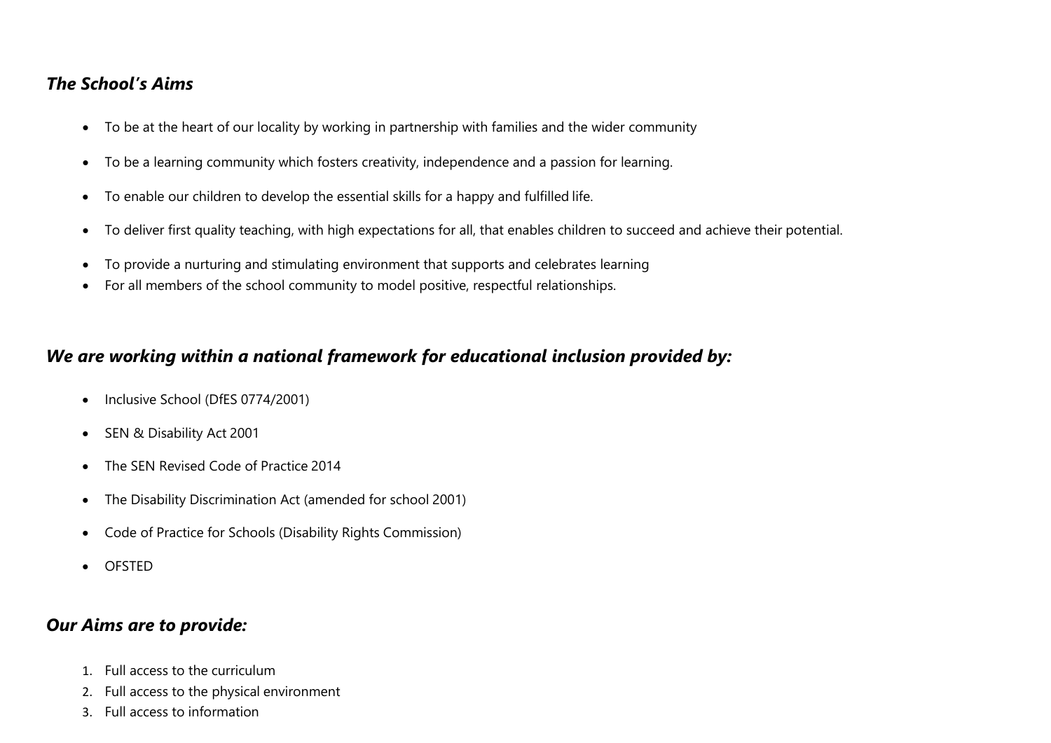## *The School's Aims*

- To be at the heart of our locality by working in partnership with families and the wider community
- To be a learning community which fosters creativity, independence and a passion for learning.
- To enable our children to develop the essential skills for a happy and fulfilled life.
- To deliver first quality teaching, with high expectations for all, that enables children to succeed and achieve their potential.
- To provide a nurturing and stimulating environment that supports and celebrates learning
- For all members of the school community to model positive, respectful relationships.

## *We are working within a national framework for educational inclusion provided by:*

- Inclusive School (DfES 0774/2001)
- SEN & Disability Act 2001
- The SEN Revised Code of Practice 2014
- The Disability Discrimination Act (amended for school 2001)
- Code of Practice for Schools (Disability Rights Commission)
- OFSTED

## *Our Aims are to provide:*

1. Full access to the curriculum
2. Full access to the physical environment
3. Full access to information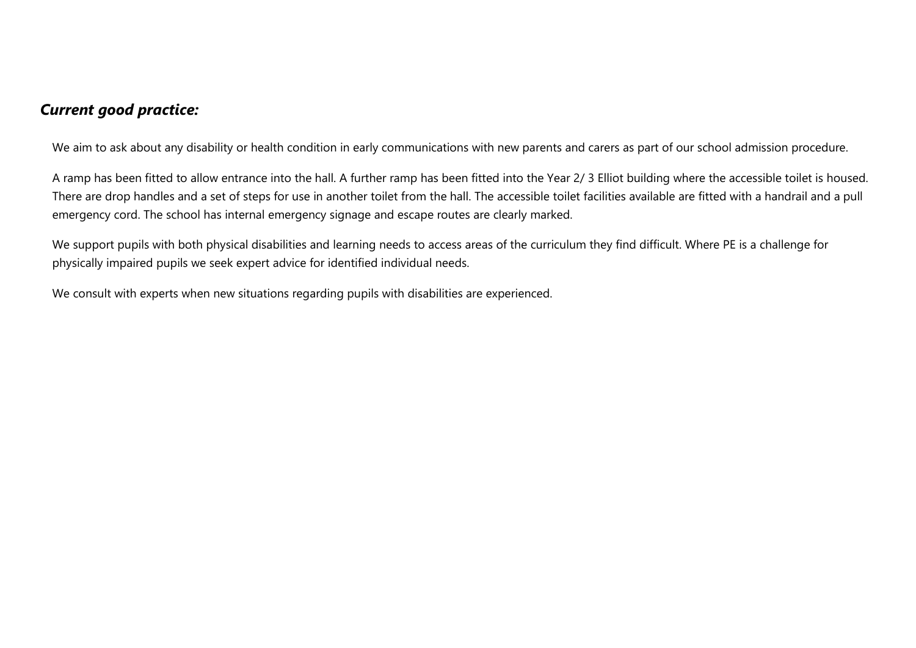### ***Current good practice:***

We aim to ask about any disability or health condition in early communications with new parents and carers as part of our school admission procedure.

A ramp has been fitted to allow entrance into the hall. A further ramp has been fitted into the Year 2/ 3 Elliot building where the accessible toilet is housed. There are drop handles and a set of steps for use in another toilet from the hall. The accessible toilet facilities available are fitted with a handrail and a pull emergency cord. The school has internal emergency signage and escape routes are clearly marked.

We support pupils with both physical disabilities and learning needs to access areas of the curriculum they find difficult. Where PE is a challenge for physically impaired pupils we seek expert advice for identified individual needs.

We consult with experts when new situations regarding pupils with disabilities are experienced.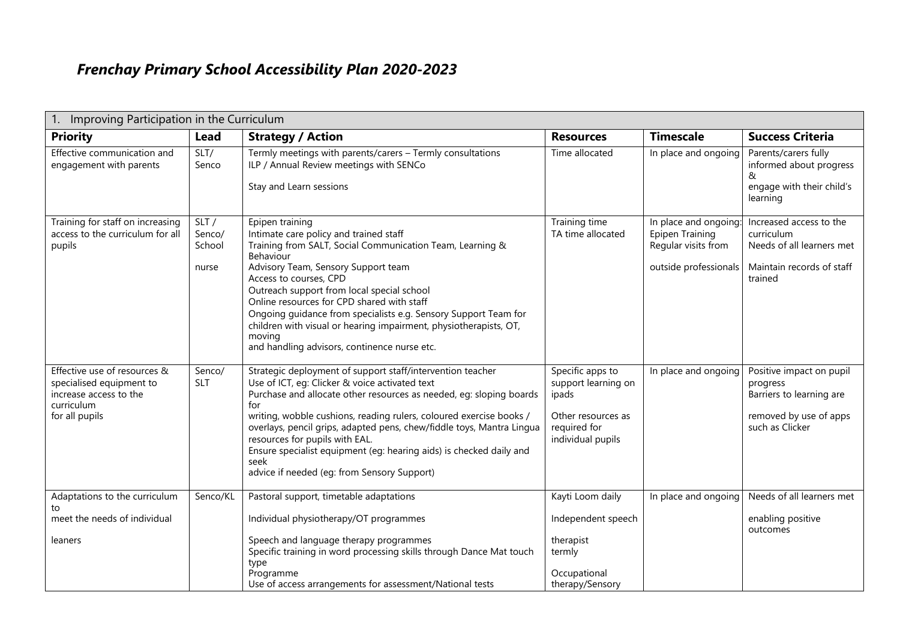# *Frenchay Primary School Accessibility Plan 2020-2023*

| 1. Improving Participation in the Curriculum | | | | | |
|---|---|---|---|---|---|
| **Priority** | **Lead** | **Strategy / Action** | **Resources** | **Timescale** | **Success Criteria** |
| Effective communication and engagement with parents | SLT/ Senco | Termly meetings with parents/carers – Termly consultations<br>ILP / Annual Review meetings with SENCo<br><br>Stay and Learn sessions | Time allocated | In place and ongoing | Parents/carers fully informed about progress &<br>engage with their child's learning |
| Training for staff on increasing access to the curriculum for all pupils | SLT / Senco/ School nurse | Epipen training<br>Intimate care policy and trained staff<br>Training from SALT, Social Communication Team, Learning & Behaviour Advisory Team, Sensory Support team<br>Access to courses, CPD<br>Outreach support from local special school<br>Online resources for CPD shared with staff<br>Ongoing guidance from specialists e.g. Sensory Support Team for children with visual or hearing impairment, physiotherapists, OT, moving and handling advisors, continence nurse etc. | Training time<br>TA time allocated | In place and ongoing: Epipen Training<br>Regular visits from outside professionals | Increased access to the curriculum<br>Needs of all learners met<br><br>Maintain records of staff trained |
| Effective use of resources & specialised equipment to increase access to the curriculum for all pupils | Senco/ SLT | Strategic deployment of support staff/intervention teacher<br>Use of ICT, eg: Clicker & voice activated text<br>Purchase and allocate other resources as needed, eg: sloping boards for writing, wobble cushions, reading rulers, coloured exercise books / overlays, pencil grips, adapted pens, chew/fiddle toys, Mantra Lingua resources for pupils with EAL.<br>Ensure specialist equipment (eg: hearing aids) is checked daily and seek advice if needed (eg: from Sensory Support) | Specific apps to support learning on ipads<br><br>Other resources as required for individual pupils | In place and ongoing | Positive impact on pupil progress<br>Barriers to learning are removed by use of apps such as Clicker |
| Adaptations to the curriculum to meet the needs of individual leaners | Senco/KL | Pastoral support, timetable adaptations<br><br>Individual physiotherapy/OT programmes<br><br>Speech and language therapy programmes<br>Specific training in word processing skills through Dance Mat touch type Programme<br>Use of access arrangements for assessment/National tests | Kayti Loom daily<br><br>Independent speech therapist termly<br><br>Occupational therapy/Sensory | In place and ongoing | Needs of all learners met enabling positive outcomes |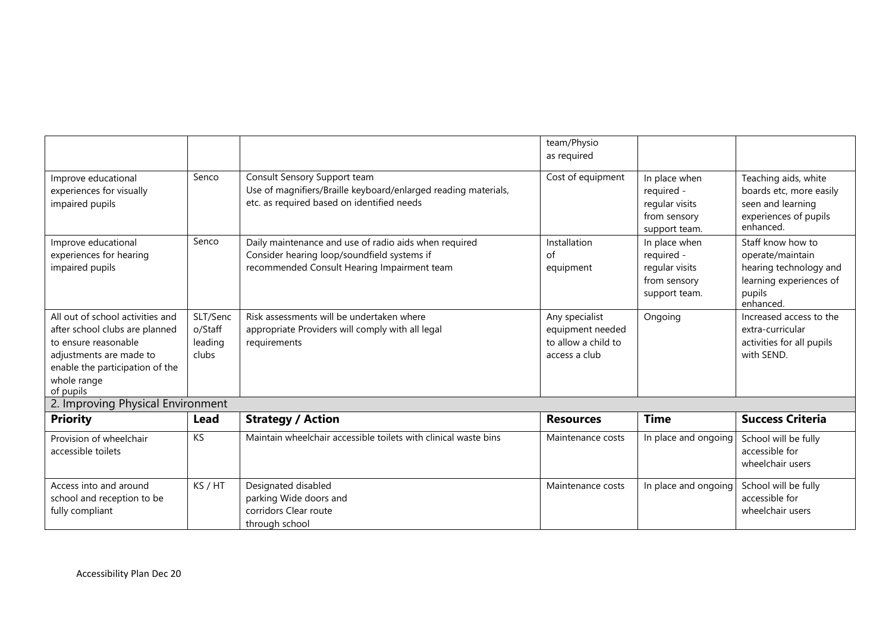| | | | team/Physio as required | | |
|---|---|---|---|---|---|
| Improve educational experiences for visually impaired pupils | Senco | Consult Sensory Support team<br>Use of magnifiers/Braille keyboard/enlarged reading materials, etc. as required based on identified needs | Cost of equipment | In place when required - regular visits from sensory support team. | Teaching aids, white boards etc, more easily seen and learning experiences of pupils enhanced. |
| Improve educational experiences for hearing impaired pupils | Senco | Daily maintenance and use of radio aids when required<br>Consider hearing loop/soundfield systems if recommended Consult Hearing Impairment team | Installation of equipment | In place when required - regular visits from sensory support team. | Staff know how to operate/maintain hearing technology and learning experiences of pupils enhanced. |
| All out of school activities and after school clubs are planned to ensure reasonable adjustments are made to enable the participation of the whole range of pupils | SLT/Senco/Staff leading clubs | Risk assessments will be undertaken where appropriate Providers will comply with all legal requirements | Any specialist equipment needed to allow a child to access a club | Ongoing | Increased access to the extra-curricular activities for all pupils with SEND. |

## 2. Improving Physical Environment

| Priority | Lead | Strategy / Action | Resources | Time | Success Criteria |
|---|---|---|---|---|---|
| Provision of wheelchair accessible toilets | KS | Maintain wheelchair accessible toilets with clinical waste bins | Maintenance costs | In place and ongoing | School will be fully accessible for wheelchair users |
| Access into and around school and reception to be fully compliant | KS / HT | Designated disabled parking Wide doors and corridors Clear route through school | Maintenance costs | In place and ongoing | School will be fully accessible for wheelchair users |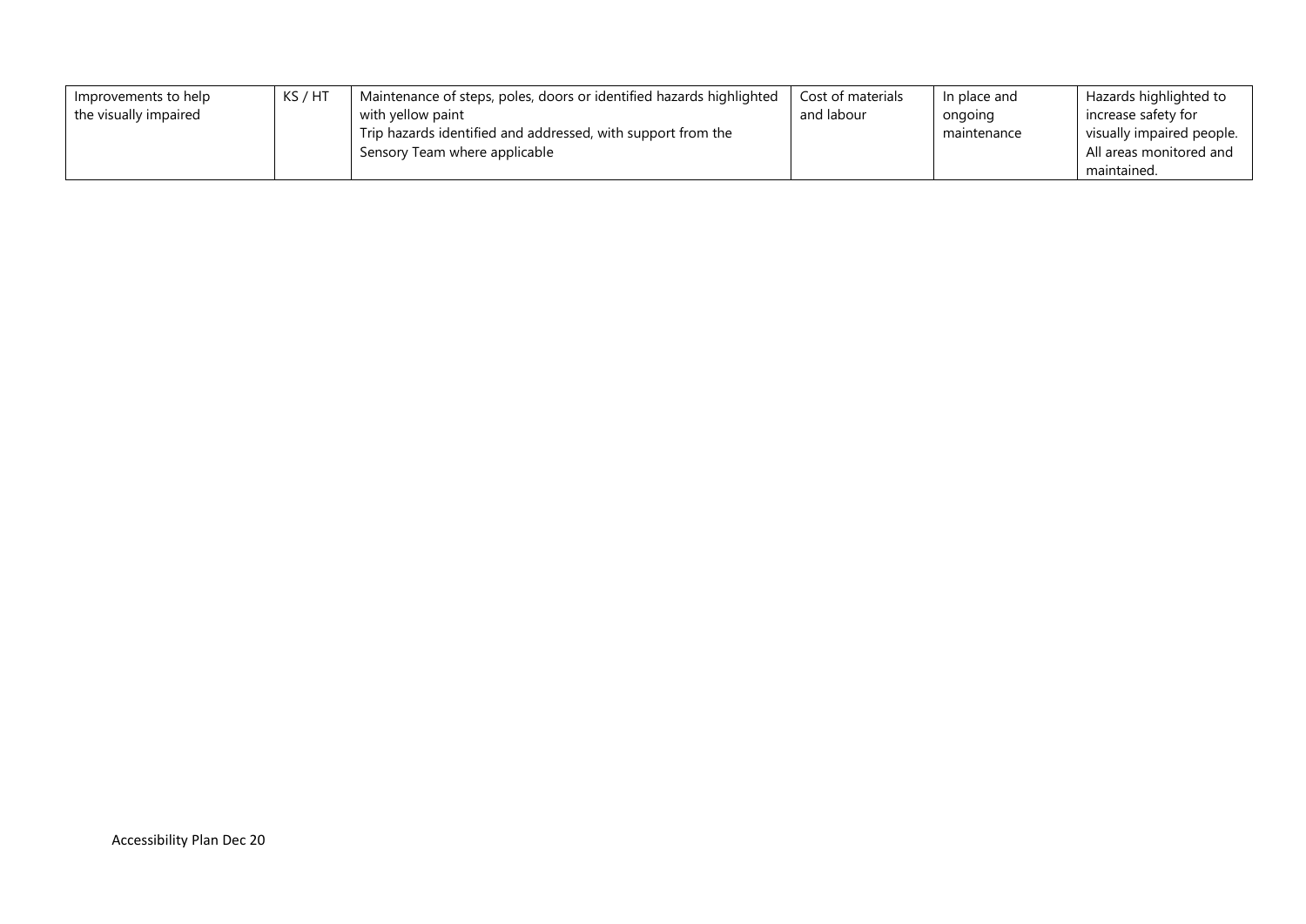| Improvements to help the visually impaired | KS / HT | Maintenance of steps, poles, doors or identified hazards highlighted with yellow paint<br>Trip hazards identified and addressed, with support from the Sensory Team where applicable | Cost of materials and labour | In place and ongoing maintenance | Hazards highlighted to increase safety for visually impaired people. All areas monitored and maintained. |
|---|---|---|---|---|---|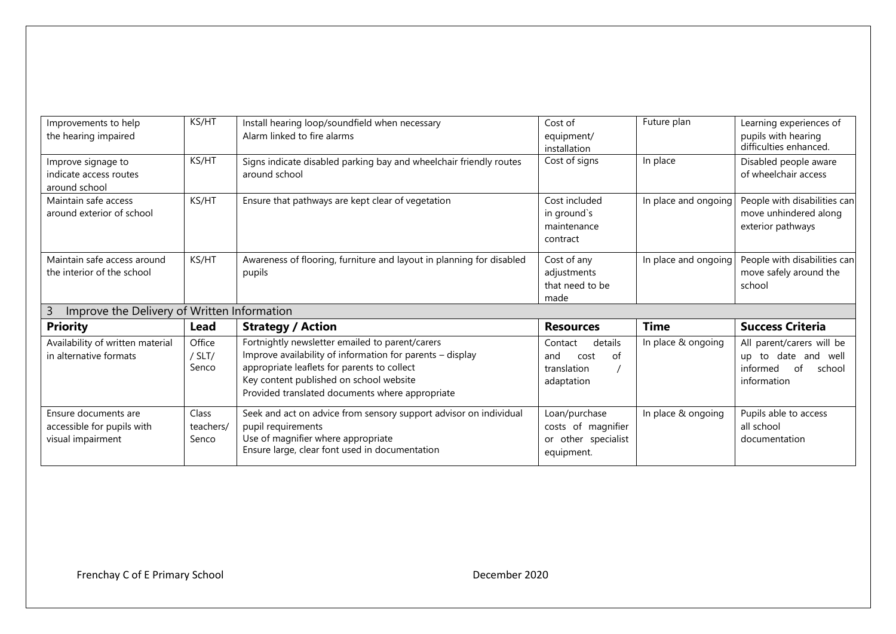| Improvements to help the hearing impaired | KS/HT | Install hearing loop/soundfield when necessary<br>Alarm linked to fire alarms | Cost of equipment/ installation | Future plan | Learning experiences of pupils with hearing difficulties enhanced. |
|---|---|---|---|---|---|
| Improve signage to indicate access routes around school | KS/HT | Signs indicate disabled parking bay and wheelchair friendly routes around school | Cost of signs | In place | Disabled people aware of wheelchair access |
| Maintain safe access around exterior of school | KS/HT | Ensure that pathways are kept clear of vegetation | Cost included in ground`s maintenance contract | In place and ongoing | People with disabilities can move unhindered along exterior pathways |
| Maintain safe access around the interior of the school | KS/HT | Awareness of flooring, furniture and layout in planning for disabled pupils | Cost of any adjustments that need to be made | In place and ongoing | People with disabilities can move safely around the school |

## 3 Improve the Delivery of Written Information

| Priority | Lead | Strategy / Action | Resources | Time | Success Criteria |
|---|---|---|---|---|---|
| Availability of written material in alternative formats | Office / SLT/ Senco | Fortnightly newsletter emailed to parent/carers<br>Improve availability of information for parents – display appropriate leaflets for parents to collect<br>Key content published on school website<br>Provided translated documents where appropriate | Contact details and cost of translation / adaptation | In place & ongoing | All parent/carers will be up to date and well informed of school information |
| Ensure documents are accessible for pupils with visual impairment | Class teachers/ Senco | Seek and act on advice from sensory support advisor on individual pupil requirements<br>Use of magnifier where appropriate<br>Ensure large, clear font used in documentation | Loan/purchase costs of magnifier or other specialist equipment. | In place & ongoing | Pupils able to access all school documentation |